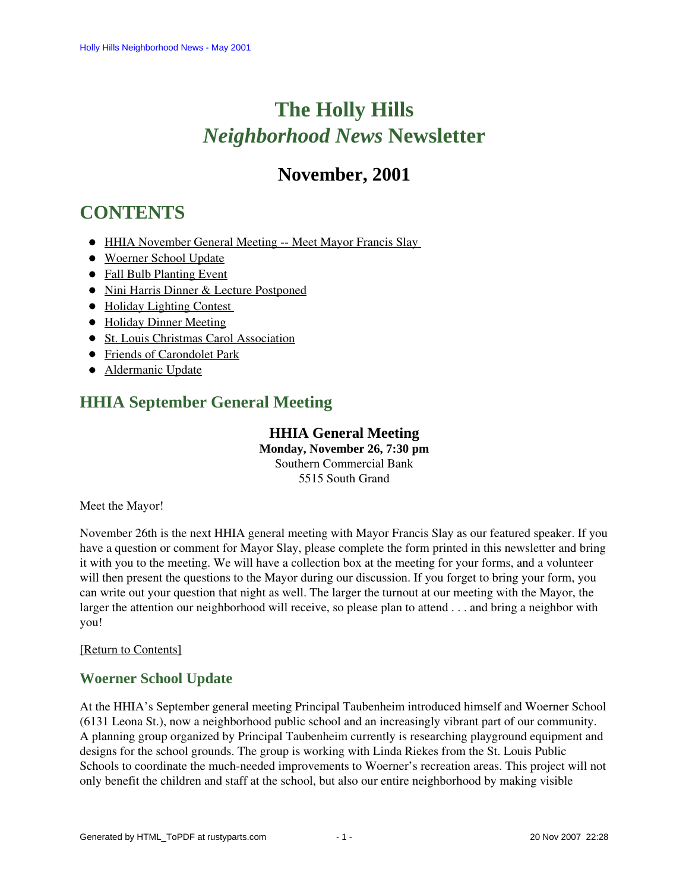# The Holly Hills *Neighborhood News* Newsletter

## November, 2001

# CONTENTS

- HHIA November General Meeting -- Meet Mayor Francis Slay
- Woerner School Update
- Fall Bulb Planting Event
- Nini Harris Dinner & Lecture Postponed
- Holiday Lighting Contest
- Holiday Dinner Meeting
- St. Louis Christmas Carol Association
- Friends of Carondolet Park
- Aldermanic Update

## HHIA September General Meeting

**HHIA General Meeting**
**Monday, November 26, 7:30 pm**
Southern Commercial Bank
5515 South Grand

Meet the Mayor!

November 26th is the next HHIA general meeting with Mayor Francis Slay as our featured speaker. If you have a question or comment for Mayor Slay, please complete the form printed in this newsletter and bring it with you to the meeting. We will have a collection box at the meeting for your forms, and a volunteer will then present the questions to the Mayor during our discussion. If you forget to bring your form, you can write out your question that night as well. The larger the turnout at our meeting with the Mayor, the larger the attention our neighborhood will receive, so please plan to attend . . . and bring a neighbor with you!

[Return to Contents]

### Woerner School Update

At the HHIA's September general meeting Principal Taubenheim introduced himself and Woerner School (6131 Leona St.), now a neighborhood public school and an increasingly vibrant part of our community. A planning group organized by Principal Taubenheim currently is researching playground equipment and designs for the school grounds. The group is working with Linda Riekes from the St. Louis Public Schools to coordinate the much-needed improvements to Woerner's recreation areas. This project will not only benefit the children and staff at the school, but also our entire neighborhood by making visible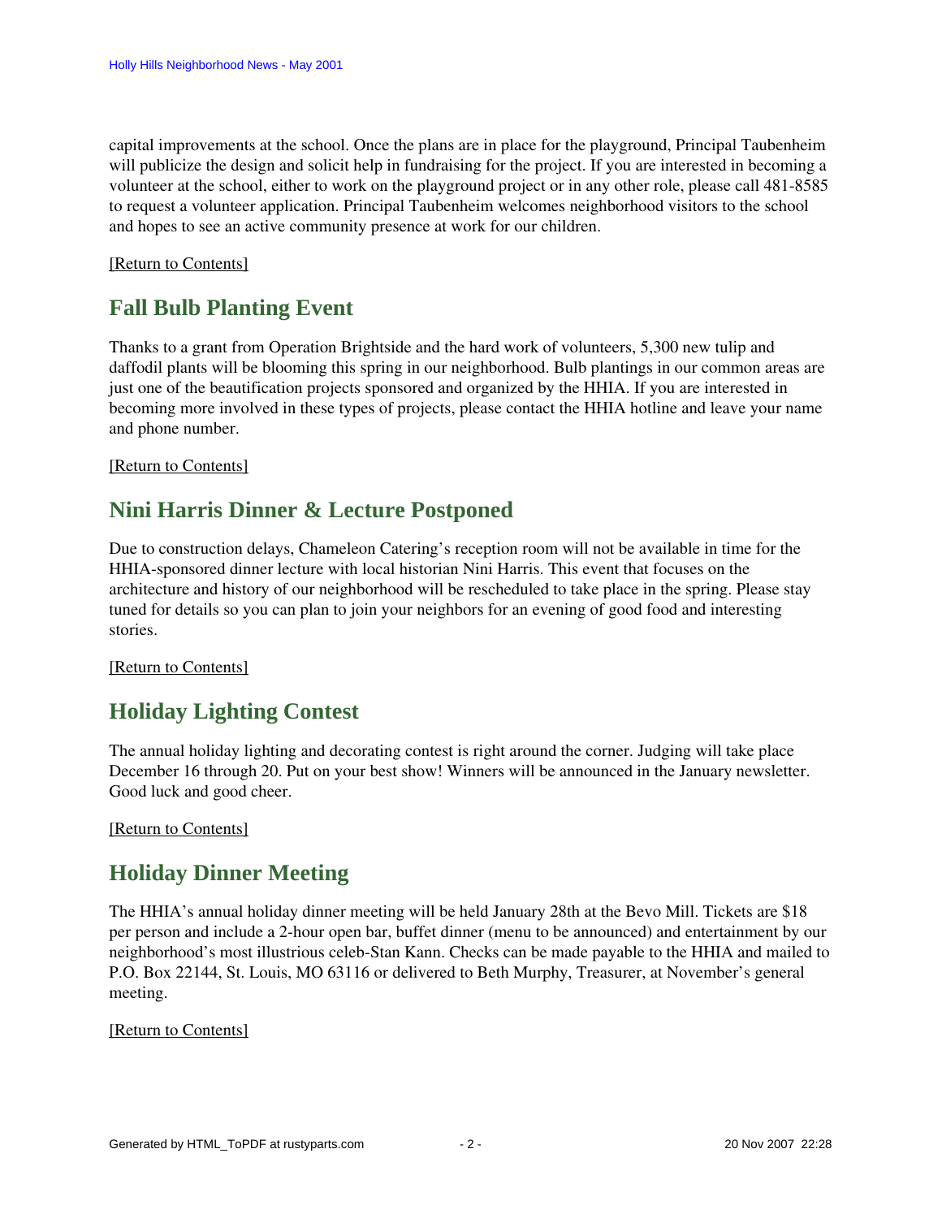capital improvements at the school. Once the plans are in place for the playground, Principal Taubenheim will publicize the design and solicit help in fundraising for the project. If you are interested in becoming a volunteer at the school, either to work on the playground project or in any other role, please call 481-8585 to request a volunteer application. Principal Taubenheim welcomes neighborhood visitors to the school and hopes to see an active community presence at work for our children.

[Return to Contents]

## Fall Bulb Planting Event

Thanks to a grant from Operation Brightside and the hard work of volunteers, 5,300 new tulip and daffodil plants will be blooming this spring in our neighborhood. Bulb plantings in our common areas are just one of the beautification projects sponsored and organized by the HHIA. If you are interested in becoming more involved in these types of projects, please contact the HHIA hotline and leave your name and phone number.

[Return to Contents]

## Nini Harris Dinner & Lecture Postponed

Due to construction delays, Chameleon Catering's reception room will not be available in time for the HHIA-sponsored dinner lecture with local historian Nini Harris. This event that focuses on the architecture and history of our neighborhood will be rescheduled to take place in the spring. Please stay tuned for details so you can plan to join your neighbors for an evening of good food and interesting stories.

[Return to Contents]

## Holiday Lighting Contest

The annual holiday lighting and decorating contest is right around the corner. Judging will take place December 16 through 20. Put on your best show! Winners will be announced in the January newsletter. Good luck and good cheer.

[Return to Contents]

## Holiday Dinner Meeting

The HHIA's annual holiday dinner meeting will be held January 28th at the Bevo Mill. Tickets are $18 per person and include a 2-hour open bar, buffet dinner (menu to be announced) and entertainment by our neighborhood's most illustrious celeb-Stan Kann. Checks can be made payable to the HHIA and mailed to P.O. Box 22144, St. Louis, MO 63116 or delivered to Beth Murphy, Treasurer, at November's general meeting.

[Return to Contents]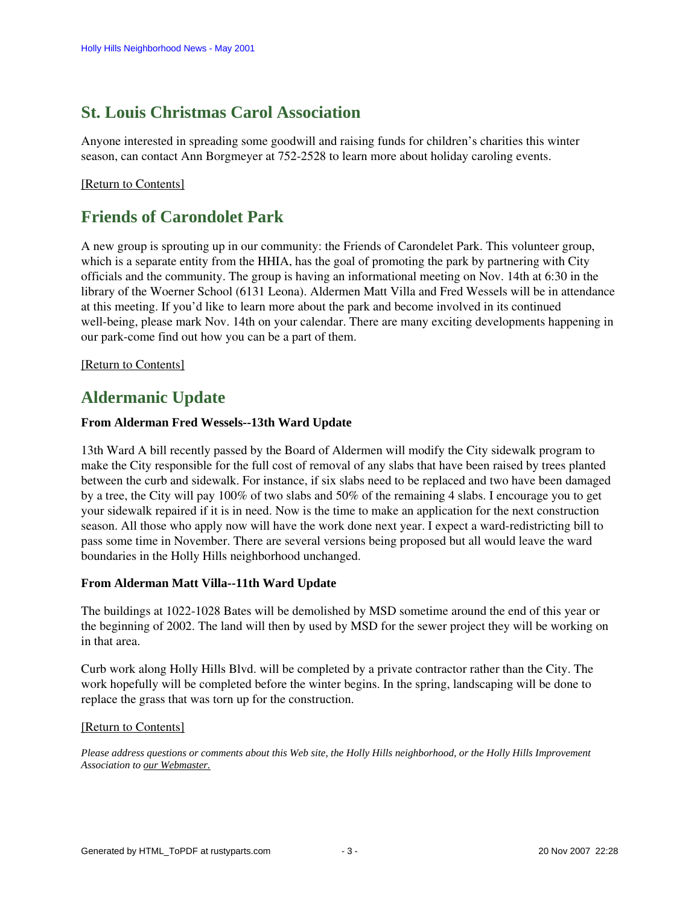## St. Louis Christmas Carol Association

Anyone interested in spreading some goodwill and raising funds for children's charities this winter season, can contact Ann Borgmeyer at 752-2528 to learn more about holiday caroling events.

[Return to Contents]

## Friends of Carondolet Park

A new group is sprouting up in our community: the Friends of Carondelet Park. This volunteer group, which is a separate entity from the HHIA, has the goal of promoting the park by partnering with City officials and the community. The group is having an informational meeting on Nov. 14th at 6:30 in the library of the Woerner School (6131 Leona). Aldermen Matt Villa and Fred Wessels will be in attendance at this meeting. If you'd like to learn more about the park and become involved in its continued well-being, please mark Nov. 14th on your calendar. There are many exciting developments happening in our park-come find out how you can be a part of them.

[Return to Contents]

## Aldermanic Update

**From Alderman Fred Wessels--13th Ward Update**

13th Ward A bill recently passed by the Board of Aldermen will modify the City sidewalk program to make the City responsible for the full cost of removal of any slabs that have been raised by trees planted between the curb and sidewalk. For instance, if six slabs need to be replaced and two have been damaged by a tree, the City will pay 100% of two slabs and 50% of the remaining 4 slabs. I encourage you to get your sidewalk repaired if it is in need. Now is the time to make an application for the next construction season. All those who apply now will have the work done next year. I expect a ward-redistricting bill to pass some time in November. There are several versions being proposed but all would leave the ward boundaries in the Holly Hills neighborhood unchanged.

**From Alderman Matt Villa--11th Ward Update**

The buildings at 1022-1028 Bates will be demolished by MSD sometime around the end of this year or the beginning of 2002. The land will then by used by MSD for the sewer project they will be working on in that area.

Curb work along Holly Hills Blvd. will be completed by a private contractor rather than the City. The work hopefully will be completed before the winter begins. In the spring, landscaping will be done to replace the grass that was torn up for the construction.

[Return to Contents]

*Please address questions or comments about this Web site, the Holly Hills neighborhood, or the Holly Hills Improvement Association to our Webmaster.*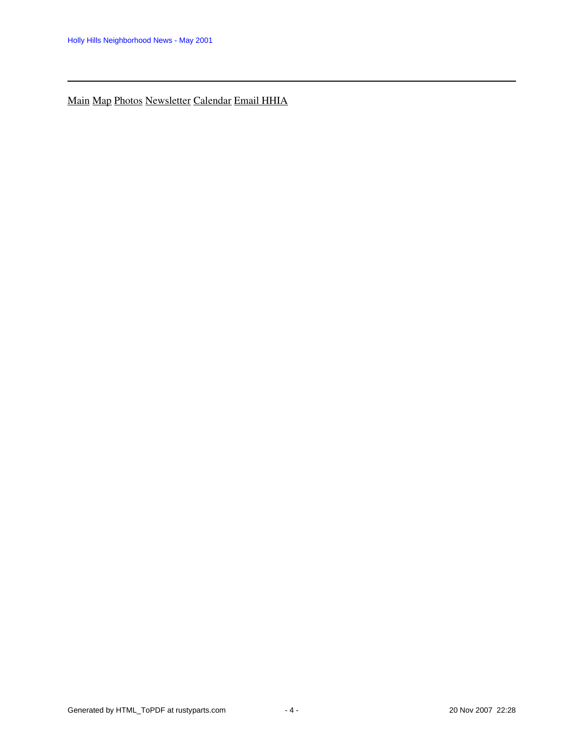---

Main Map Photos Newsletter Calendar Email HHIA